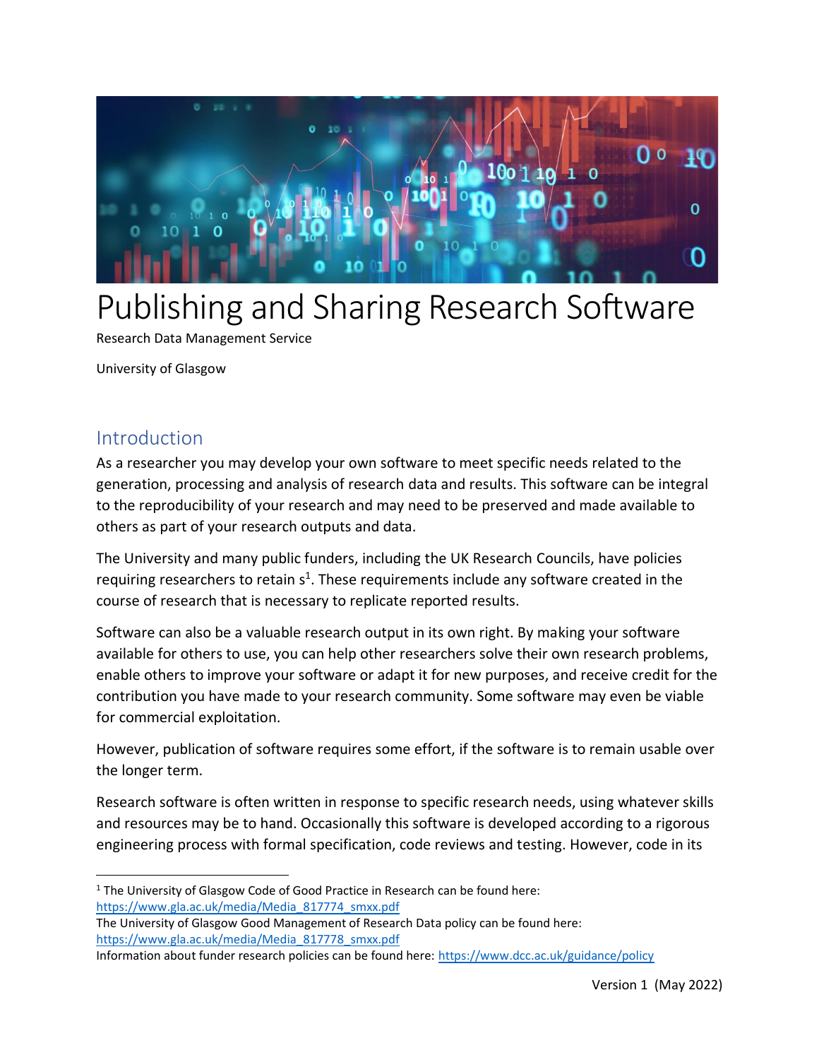# Publishing and Sharing Research Software

Research Data Management Service

University of Glasgow

## Introduction

As a researcher you may develop your own software to meet specific needs related to the generation, processing and analysis of research data and results. This software can be integral to the reproducibility of your research and may need to be preserved and made available to others as part of your research outputs and data.

The University and many public funders, including the UK Research Councils, have policies requiring researchers to retain s[1]. These requirements include any software created in the course of research that is necessary to replicate reported results.

Software can also be a valuable research output in its own right. By making your software available for others to use, you can help other researchers solve their own research problems, enable others to improve your software or adapt it for new purposes, and receive credit for the contribution you have made to your research community. Some software may even be viable for commercial exploitation.

However, publication of software requires some effort, if the software is to remain usable over the longer term.

Research software is often written in response to specific research needs, using whatever skills and resources may be to hand. Occasionally this software is developed according to a rigorous engineering process with formal specification, code reviews and testing. However, code in its

---

[1] The University of Glasgow Code of Good Practice in Research can be found here: https://www.gla.ac.uk/media/Media_817774_smxx.pdf

The University of Glasgow Good Management of Research Data policy can be found here: https://www.gla.ac.uk/media/Media_817778_smxx.pdf

Information about funder research policies can be found here: https://www.dcc.ac.uk/guidance/policy

Version 1 (May 2022)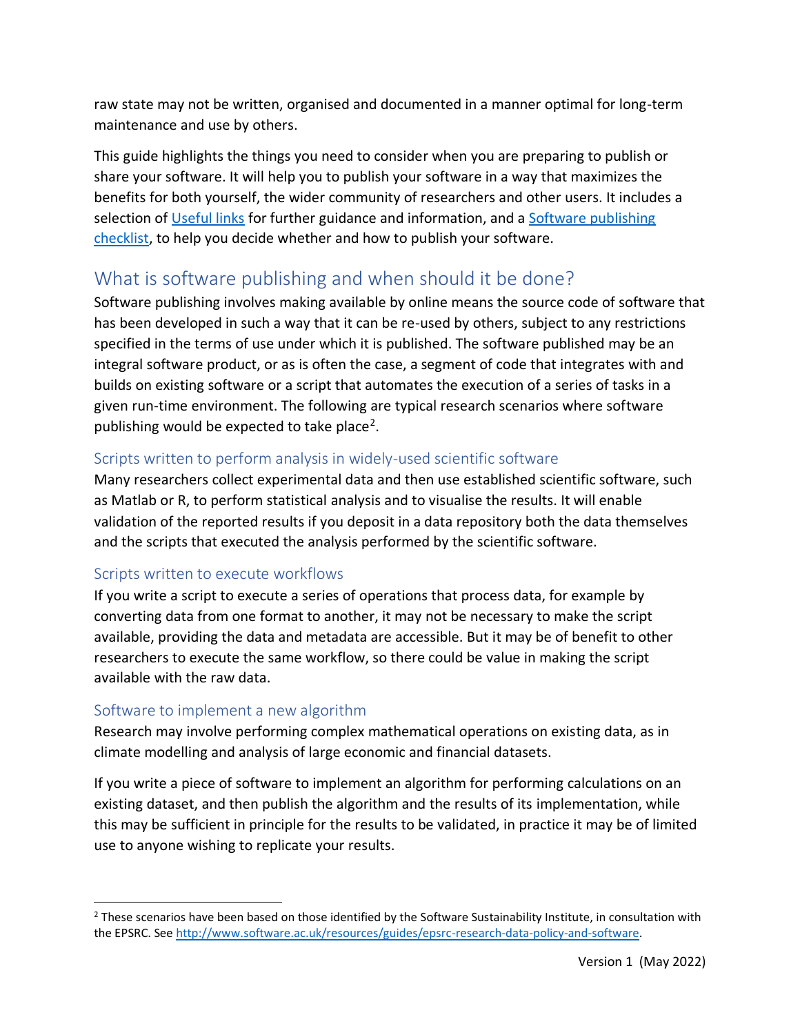raw state may not be written, organised and documented in a manner optimal for long-term maintenance and use by others.

This guide highlights the things you need to consider when you are preparing to publish or share your software. It will help you to publish your software in a way that maximizes the benefits for both yourself, the wider community of researchers and other users. It includes a selection of Useful links for further guidance and information, and a Software publishing checklist, to help you decide whether and how to publish your software.

## What is software publishing and when should it be done?

Software publishing involves making available by online means the source code of software that has been developed in such a way that it can be re-used by others, subject to any restrictions specified in the terms of use under which it is published. The software published may be an integral software product, or as is often the case, a segment of code that integrates with and builds on existing software or a script that automates the execution of a series of tasks in a given run-time environment. The following are typical research scenarios where software publishing would be expected to take place[2].

### Scripts written to perform analysis in widely-used scientific software

Many researchers collect experimental data and then use established scientific software, such as Matlab or R, to perform statistical analysis and to visualise the results. It will enable validation of the reported results if you deposit in a data repository both the data themselves and the scripts that executed the analysis performed by the scientific software.

### Scripts written to execute workflows

If you write a script to execute a series of operations that process data, for example by converting data from one format to another, it may not be necessary to make the script available, providing the data and metadata are accessible. But it may be of benefit to other researchers to execute the same workflow, so there could be value in making the script available with the raw data.

### Software to implement a new algorithm

Research may involve performing complex mathematical operations on existing data, as in climate modelling and analysis of large economic and financial datasets.

If you write a piece of software to implement an algorithm for performing calculations on an existing dataset, and then publish the algorithm and the results of its implementation, while this may be sufficient in principle for the results to be validated, in practice it may be of limited use to anyone wishing to replicate your results.

---

[2] These scenarios have been based on those identified by the Software Sustainability Institute, in consultation with the EPSRC. See http://www.software.ac.uk/resources/guides/epsrc-research-data-policy-and-software.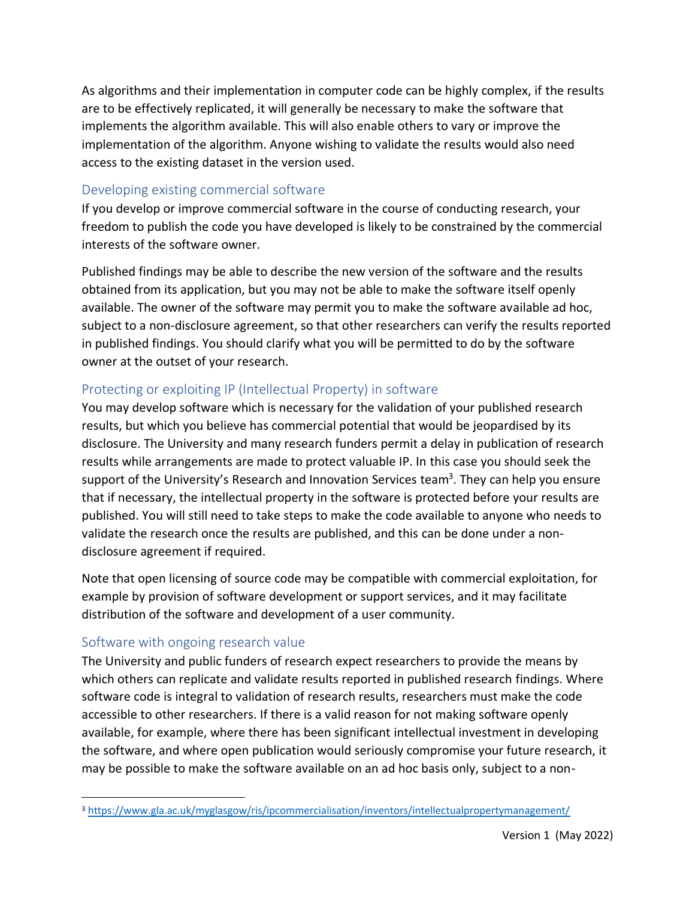As algorithms and their implementation in computer code can be highly complex, if the results are to be effectively replicated, it will generally be necessary to make the software that implements the algorithm available. This will also enable others to vary or improve the implementation of the algorithm. Anyone wishing to validate the results would also need access to the existing dataset in the version used.

### Developing existing commercial software

If you develop or improve commercial software in the course of conducting research, your freedom to publish the code you have developed is likely to be constrained by the commercial interests of the software owner.

Published findings may be able to describe the new version of the software and the results obtained from its application, but you may not be able to make the software itself openly available. The owner of the software may permit you to make the software available ad hoc, subject to a non-disclosure agreement, so that other researchers can verify the results reported in published findings. You should clarify what you will be permitted to do by the software owner at the outset of your research.

### Protecting or exploiting IP (Intellectual Property) in software

You may develop software which is necessary for the validation of your published research results, but which you believe has commercial potential that would be jeopardised by its disclosure. The University and many research funders permit a delay in publication of research results while arrangements are made to protect valuable IP. In this case you should seek the support of the University's Research and Innovation Services team[3]. They can help you ensure that if necessary, the intellectual property in the software is protected before your results are published. You will still need to take steps to make the code available to anyone who needs to validate the research once the results are published, and this can be done under a non-disclosure agreement if required.

Note that open licensing of source code may be compatible with commercial exploitation, for example by provision of software development or support services, and it may facilitate distribution of the software and development of a user community.

### Software with ongoing research value

The University and public funders of research expect researchers to provide the means by which others can replicate and validate results reported in published research findings. Where software code is integral to validation of research results, researchers must make the code accessible to other researchers. If there is a valid reason for not making software openly available, for example, where there has been significant intellectual investment in developing the software, and where open publication would seriously compromise your future research, it may be possible to make the software available on an ad hoc basis only, subject to a non-

[3] https://www.gla.ac.uk/myglasgow/ris/ipcommercialisation/inventors/intellectualpropertymanagement/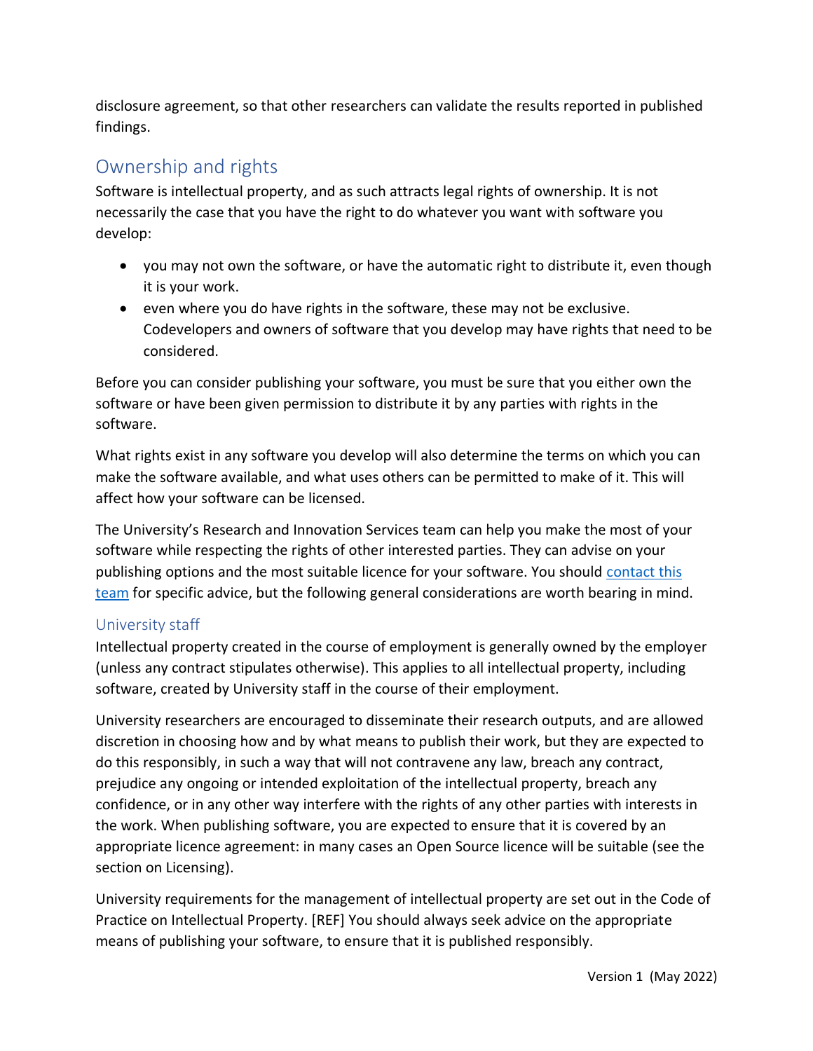disclosure agreement, so that other researchers can validate the results reported in published findings.

## Ownership and rights

Software is intellectual property, and as such attracts legal rights of ownership. It is not necessarily the case that you have the right to do whatever you want with software you develop:

- you may not own the software, or have the automatic right to distribute it, even though it is your work.
- even where you do have rights in the software, these may not be exclusive. Codevelopers and owners of software that you develop may have rights that need to be considered.

Before you can consider publishing your software, you must be sure that you either own the software or have been given permission to distribute it by any parties with rights in the software.

What rights exist in any software you develop will also determine the terms on which you can make the software available, and what uses others can be permitted to make of it. This will affect how your software can be licensed.

The University's Research and Innovation Services team can help you make the most of your software while respecting the rights of other interested parties. They can advise on your publishing options and the most suitable licence for your software. You should contact this team for specific advice, but the following general considerations are worth bearing in mind.

### University staff

Intellectual property created in the course of employment is generally owned by the employer (unless any contract stipulates otherwise). This applies to all intellectual property, including software, created by University staff in the course of their employment.

University researchers are encouraged to disseminate their research outputs, and are allowed discretion in choosing how and by what means to publish their work, but they are expected to do this responsibly, in such a way that will not contravene any law, breach any contract, prejudice any ongoing or intended exploitation of the intellectual property, breach any confidence, or in any other way interfere with the rights of any other parties with interests in the work. When publishing software, you are expected to ensure that it is covered by an appropriate licence agreement: in many cases an Open Source licence will be suitable (see the section on Licensing).

University requirements for the management of intellectual property are set out in the Code of Practice on Intellectual Property. [REF] You should always seek advice on the appropriate means of publishing your software, to ensure that it is published responsibly.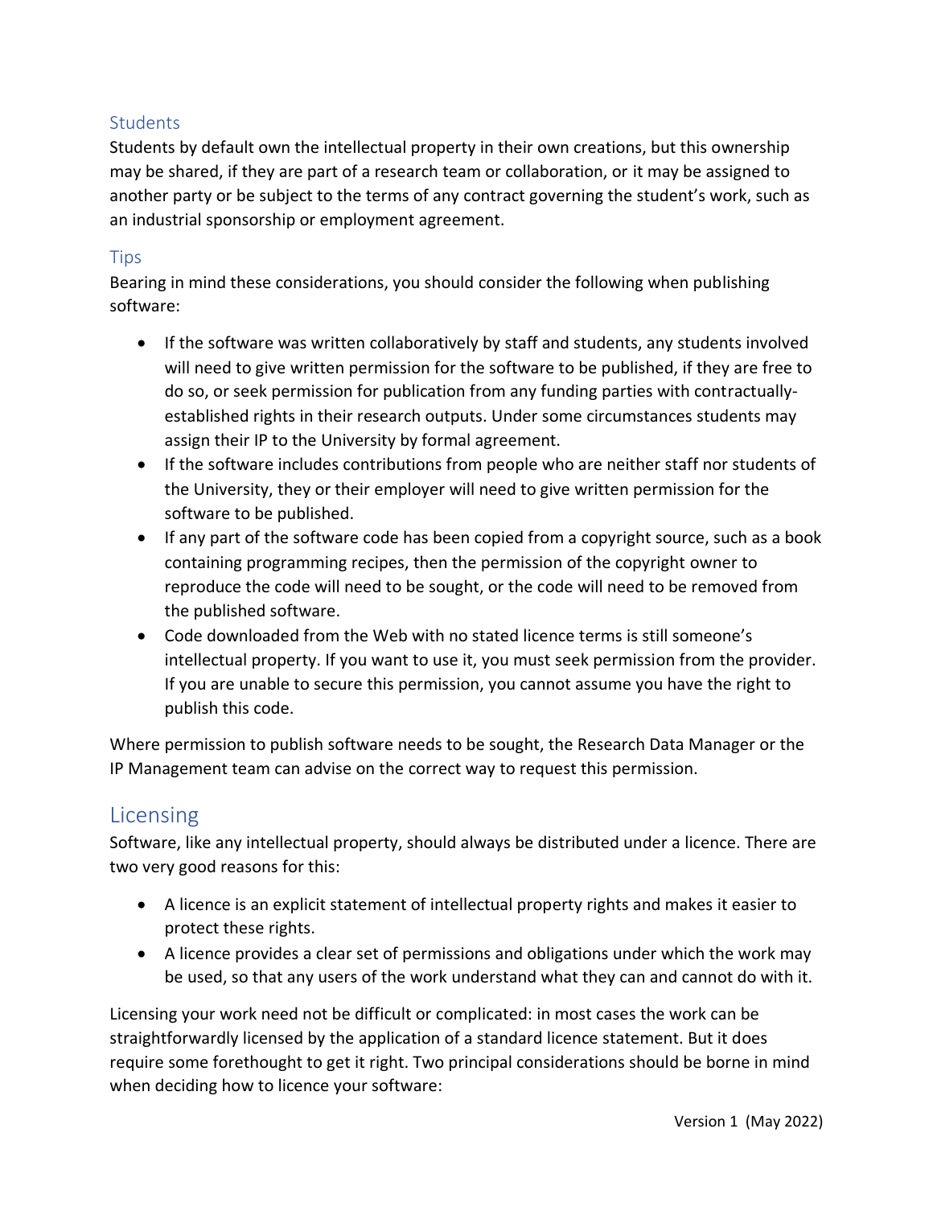### Students

Students by default own the intellectual property in their own creations, but this ownership may be shared, if they are part of a research team or collaboration, or it may be assigned to another party or be subject to the terms of any contract governing the student's work, such as an industrial sponsorship or employment agreement.

### Tips

Bearing in mind these considerations, you should consider the following when publishing software:

- If the software was written collaboratively by staff and students, any students involved will need to give written permission for the software to be published, if they are free to do so, or seek permission for publication from any funding parties with contractually-established rights in their research outputs. Under some circumstances students may assign their IP to the University by formal agreement.
- If the software includes contributions from people who are neither staff nor students of the University, they or their employer will need to give written permission for the software to be published.
- If any part of the software code has been copied from a copyright source, such as a book containing programming recipes, then the permission of the copyright owner to reproduce the code will need to be sought, or the code will need to be removed from the published software.
- Code downloaded from the Web with no stated licence terms is still someone's intellectual property. If you want to use it, you must seek permission from the provider. If you are unable to secure this permission, you cannot assume you have the right to publish this code.

Where permission to publish software needs to be sought, the Research Data Manager or the IP Management team can advise on the correct way to request this permission.

## Licensing

Software, like any intellectual property, should always be distributed under a licence. There are two very good reasons for this:

- A licence is an explicit statement of intellectual property rights and makes it easier to protect these rights.
- A licence provides a clear set of permissions and obligations under which the work may be used, so that any users of the work understand what they can and cannot do with it.

Licensing your work need not be difficult or complicated: in most cases the work can be straightforwardly licensed by the application of a standard licence statement. But it does require some forethought to get it right. Two principal considerations should be borne in mind when deciding how to licence your software: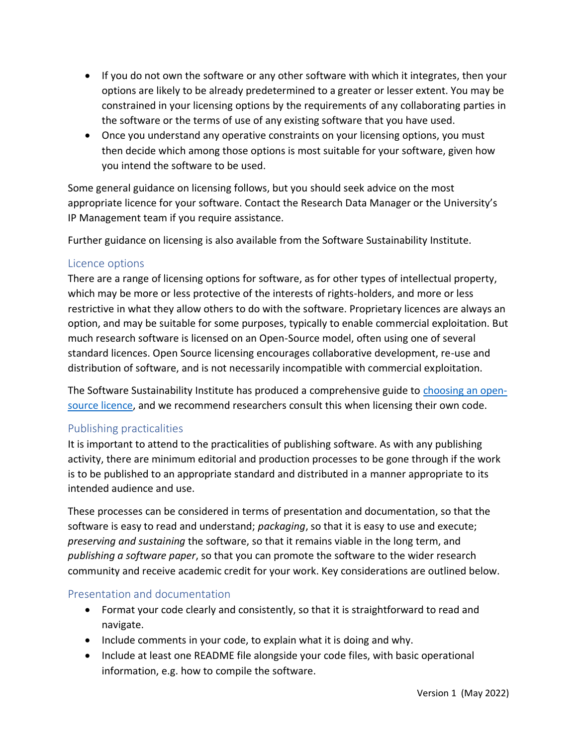- If you do not own the software or any other software with which it integrates, then your options are likely to be already predetermined to a greater or lesser extent. You may be constrained in your licensing options by the requirements of any collaborating parties in the software or the terms of use of any existing software that you have used.
- Once you understand any operative constraints on your licensing options, you must then decide which among those options is most suitable for your software, given how you intend the software to be used.

Some general guidance on licensing follows, but you should seek advice on the most appropriate licence for your software. Contact the Research Data Manager or the University's IP Management team if you require assistance.

Further guidance on licensing is also available from the Software Sustainability Institute.

### Licence options

There are a range of licensing options for software, as for other types of intellectual property, which may be more or less protective of the interests of rights-holders, and more or less restrictive in what they allow others to do with the software. Proprietary licences are always an option, and may be suitable for some purposes, typically to enable commercial exploitation. But much research software is licensed on an Open-Source model, often using one of several standard licences. Open Source licensing encourages collaborative development, re-use and distribution of software, and is not necessarily incompatible with commercial exploitation.

The Software Sustainability Institute has produced a comprehensive guide to [choosing an open-source licence](), and we recommend researchers consult this when licensing their own code.

### Publishing practicalities

It is important to attend to the practicalities of publishing software. As with any publishing activity, there are minimum editorial and production processes to be gone through if the work is to be published to an appropriate standard and distributed in a manner appropriate to its intended audience and use.

These processes can be considered in terms of presentation and documentation, so that the software is easy to read and understand; *packaging*, so that it is easy to use and execute; *preserving and sustaining* the software, so that it remains viable in the long term, and *publishing a software paper*, so that you can promote the software to the wider research community and receive academic credit for your work. Key considerations are outlined below.

### Presentation and documentation

- Format your code clearly and consistently, so that it is straightforward to read and navigate.
- Include comments in your code, to explain what it is doing and why.
- Include at least one README file alongside your code files, with basic operational information, e.g. how to compile the software.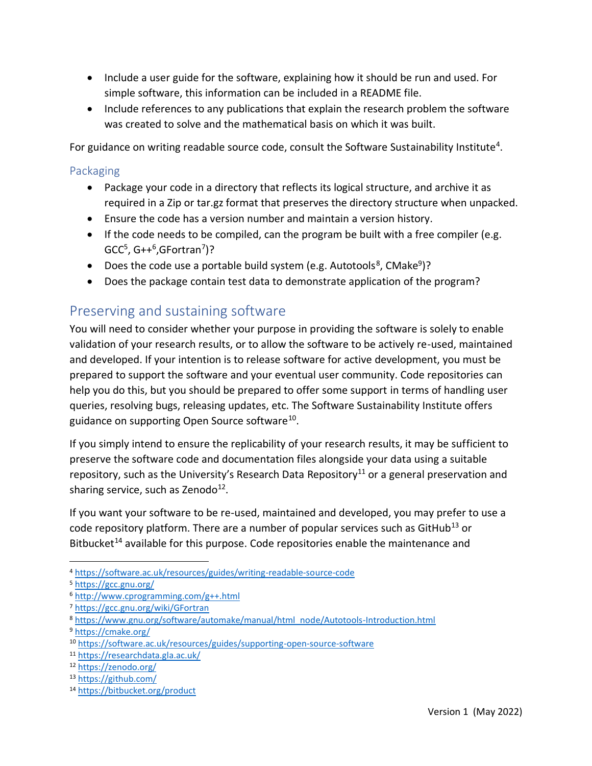- Include a user guide for the software, explaining how it should be run and used. For simple software, this information can be included in a README file.
- Include references to any publications that explain the research problem the software was created to solve and the mathematical basis on which it was built.

For guidance on writing readable source code, consult the Software Sustainability Institute[4].

### Packaging

- Package your code in a directory that reflects its logical structure, and archive it as required in a Zip or tar.gz format that preserves the directory structure when unpacked.
- Ensure the code has a version number and maintain a version history.
- If the code needs to be compiled, can the program be built with a free compiler (e.g. GCC[5], G++[6],GFortran[7])?
- Does the code use a portable build system (e.g. Autotools[8], CMake[9])?
- Does the package contain test data to demonstrate application of the program?

## Preserving and sustaining software

You will need to consider whether your purpose in providing the software is solely to enable validation of your research results, or to allow the software to be actively re-used, maintained and developed. If your intention is to release software for active development, you must be prepared to support the software and your eventual user community. Code repositories can help you do this, but you should be prepared to offer some support in terms of handling user queries, resolving bugs, releasing updates, etc. The Software Sustainability Institute offers guidance on supporting Open Source software[10].

If you simply intend to ensure the replicability of your research results, it may be sufficient to preserve the software code and documentation files alongside your data using a suitable repository, such as the University's Research Data Repository[11] or a general preservation and sharing service, such as Zenodo[12].

If you want your software to be re-used, maintained and developed, you may prefer to use a code repository platform. There are a number of popular services such as GitHub[13] or Bitbucket[14] available for this purpose. Code repositories enable the maintenance and

[4] https://software.ac.uk/resources/guides/writing-readable-source-code
[5] https://gcc.gnu.org/
[6] http://www.cprogramming.com/g++.html
[7] https://gcc.gnu.org/wiki/GFortran
[8] https://www.gnu.org/software/automake/manual/html_node/Autotools-Introduction.html
[9] https://cmake.org/
[10] https://software.ac.uk/resources/guides/supporting-open-source-software
[11] https://researchdata.gla.ac.uk/
[12] https://zenodo.org/
[13] https://github.com/
[14] https://bitbucket.org/product

Version 1 (May 2022)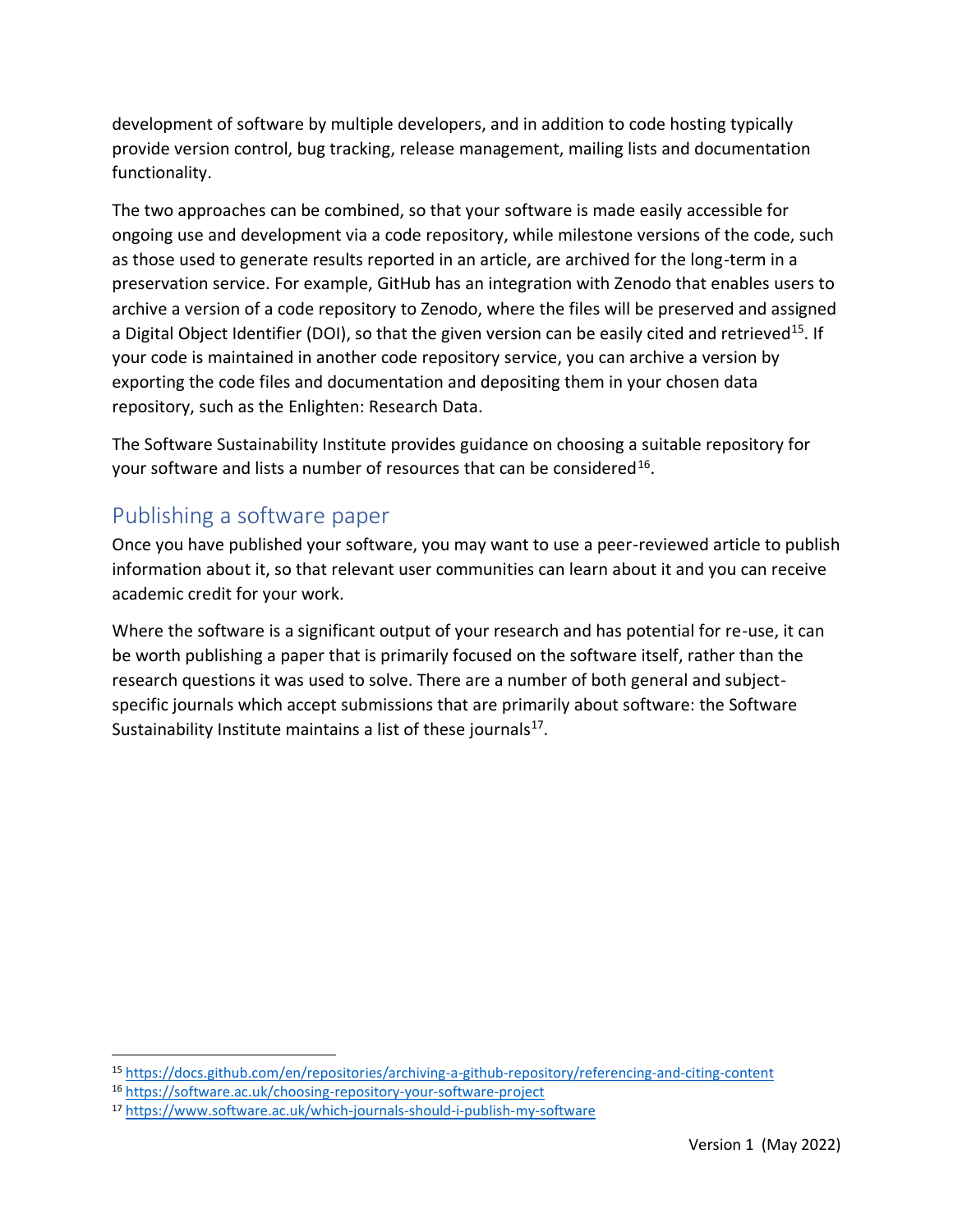development of software by multiple developers, and in addition to code hosting typically provide version control, bug tracking, release management, mailing lists and documentation functionality.

The two approaches can be combined, so that your software is made easily accessible for ongoing use and development via a code repository, while milestone versions of the code, such as those used to generate results reported in an article, are archived for the long-term in a preservation service. For example, GitHub has an integration with Zenodo that enables users to archive a version of a code repository to Zenodo, where the files will be preserved and assigned a Digital Object Identifier (DOI), so that the given version can be easily cited and retrieved[15]. If your code is maintained in another code repository service, you can archive a version by exporting the code files and documentation and depositing them in your chosen data repository, such as the Enlighten: Research Data.

The Software Sustainability Institute provides guidance on choosing a suitable repository for your software and lists a number of resources that can be considered[16].

## Publishing a software paper

Once you have published your software, you may want to use a peer-reviewed article to publish information about it, so that relevant user communities can learn about it and you can receive academic credit for your work.

Where the software is a significant output of your research and has potential for re-use, it can be worth publishing a paper that is primarily focused on the software itself, rather than the research questions it was used to solve. There are a number of both general and subject-specific journals which accept submissions that are primarily about software: the Software Sustainability Institute maintains a list of these journals[17].

---

[15] https://docs.github.com/en/repositories/archiving-a-github-repository/referencing-and-citing-content

[16] https://software.ac.uk/choosing-repository-your-software-project

[17] https://www.software.ac.uk/which-journals-should-i-publish-my-software

Version 1 (May 2022)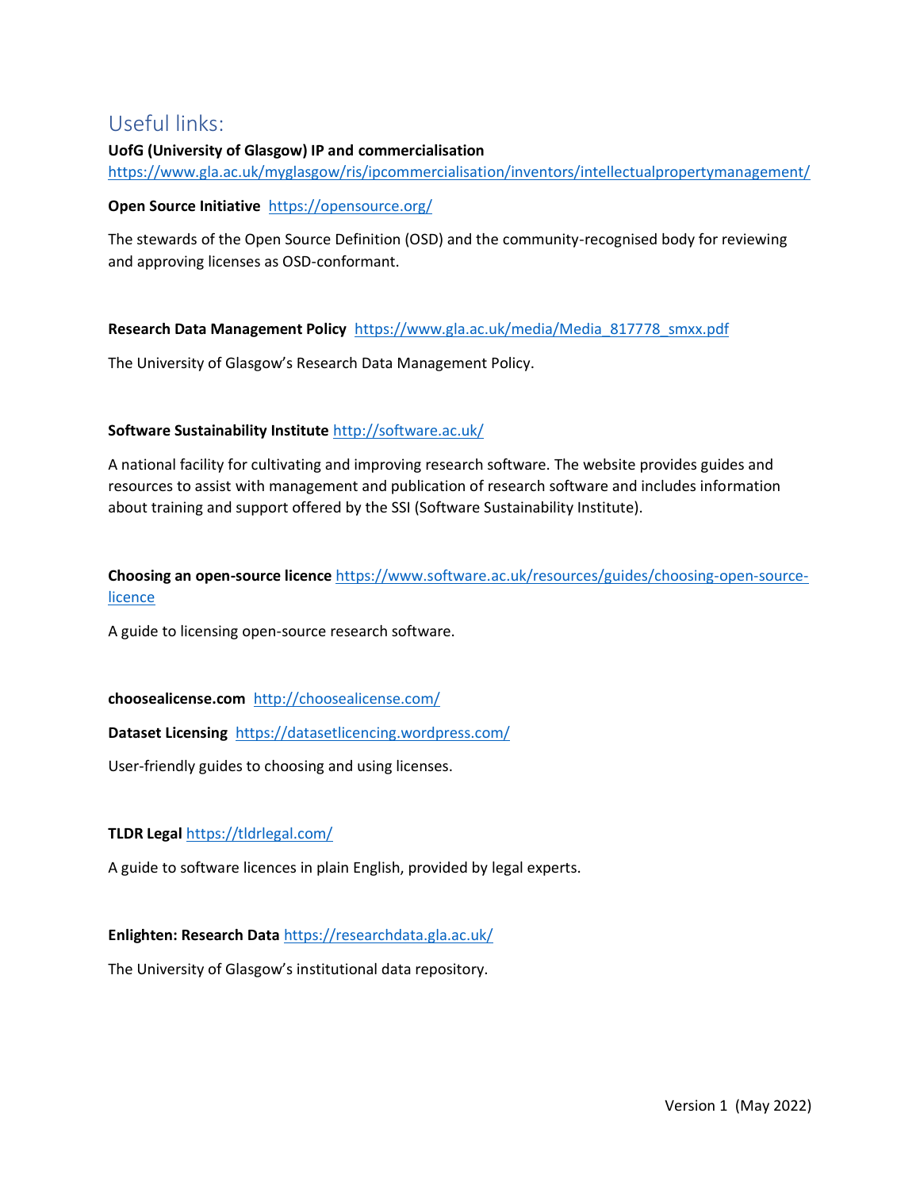## Useful links:

**UofG (University of Glasgow) IP and commercialisation**
https://www.gla.ac.uk/myglasgow/ris/ipcommercialisation/inventors/intellectualpropertymanagement/

**Open Source Initiative** https://opensource.org/

The stewards of the Open Source Definition (OSD) and the community-recognised body for reviewing and approving licenses as OSD-conformant.

**Research Data Management Policy** https://www.gla.ac.uk/media/Media_817778_smxx.pdf

The University of Glasgow's Research Data Management Policy.

**Software Sustainability Institute** http://software.ac.uk/

A national facility for cultivating and improving research software. The website provides guides and resources to assist with management and publication of research software and includes information about training and support offered by the SSI (Software Sustainability Institute).

**Choosing an open-source licence** https://www.software.ac.uk/resources/guides/choosing-open-source-licence

A guide to licensing open-source research software.

**choosealicense.com** http://choosealicense.com/

**Dataset Licensing** https://datasetlicencing.wordpress.com/

User-friendly guides to choosing and using licenses.

**TLDR Legal** https://tldrlegal.com/

A guide to software licences in plain English, provided by legal experts.

**Enlighten: Research Data** https://researchdata.gla.ac.uk/

The University of Glasgow's institutional data repository.

Version 1 (May 2022)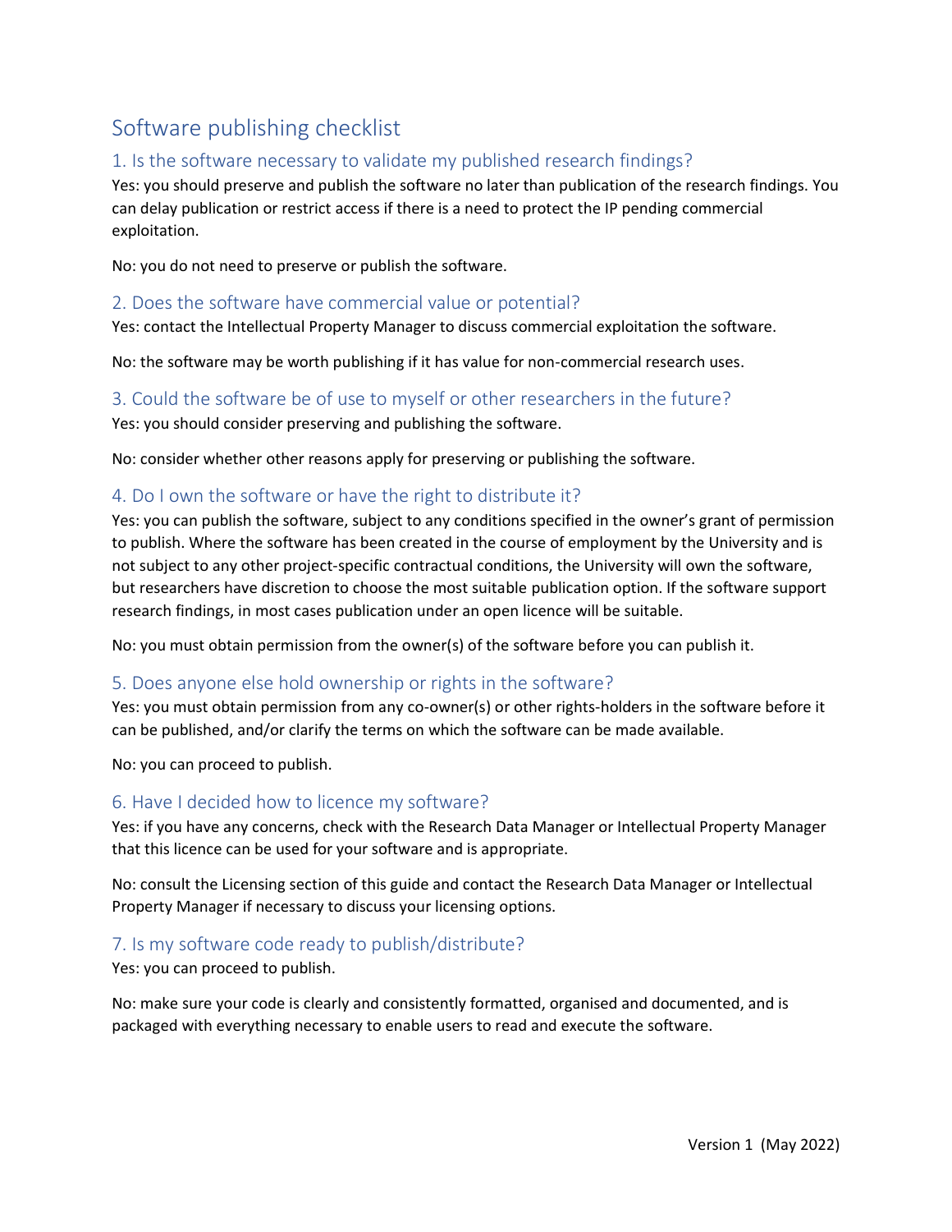# Software publishing checklist

## 1. Is the software necessary to validate my published research findings?

Yes: you should preserve and publish the software no later than publication of the research findings. You can delay publication or restrict access if there is a need to protect the IP pending commercial exploitation.

No: you do not need to preserve or publish the software.

## 2. Does the software have commercial value or potential?

Yes: contact the Intellectual Property Manager to discuss commercial exploitation the software.

No: the software may be worth publishing if it has value for non-commercial research uses.

## 3. Could the software be of use to myself or other researchers in the future?

Yes: you should consider preserving and publishing the software.

No: consider whether other reasons apply for preserving or publishing the software.

## 4. Do I own the software or have the right to distribute it?

Yes: you can publish the software, subject to any conditions specified in the owner's grant of permission to publish. Where the software has been created in the course of employment by the University and is not subject to any other project-specific contractual conditions, the University will own the software, but researchers have discretion to choose the most suitable publication option. If the software support research findings, in most cases publication under an open licence will be suitable.

No: you must obtain permission from the owner(s) of the software before you can publish it.

## 5. Does anyone else hold ownership or rights in the software?

Yes: you must obtain permission from any co-owner(s) or other rights-holders in the software before it can be published, and/or clarify the terms on which the software can be made available.

No: you can proceed to publish.

## 6. Have I decided how to licence my software?

Yes: if you have any concerns, check with the Research Data Manager or Intellectual Property Manager that this licence can be used for your software and is appropriate.

No: consult the Licensing section of this guide and contact the Research Data Manager or Intellectual Property Manager if necessary to discuss your licensing options.

## 7. Is my software code ready to publish/distribute?

Yes: you can proceed to publish.

No: make sure your code is clearly and consistently formatted, organised and documented, and is packaged with everything necessary to enable users to read and execute the software.

Version 1 (May 2022)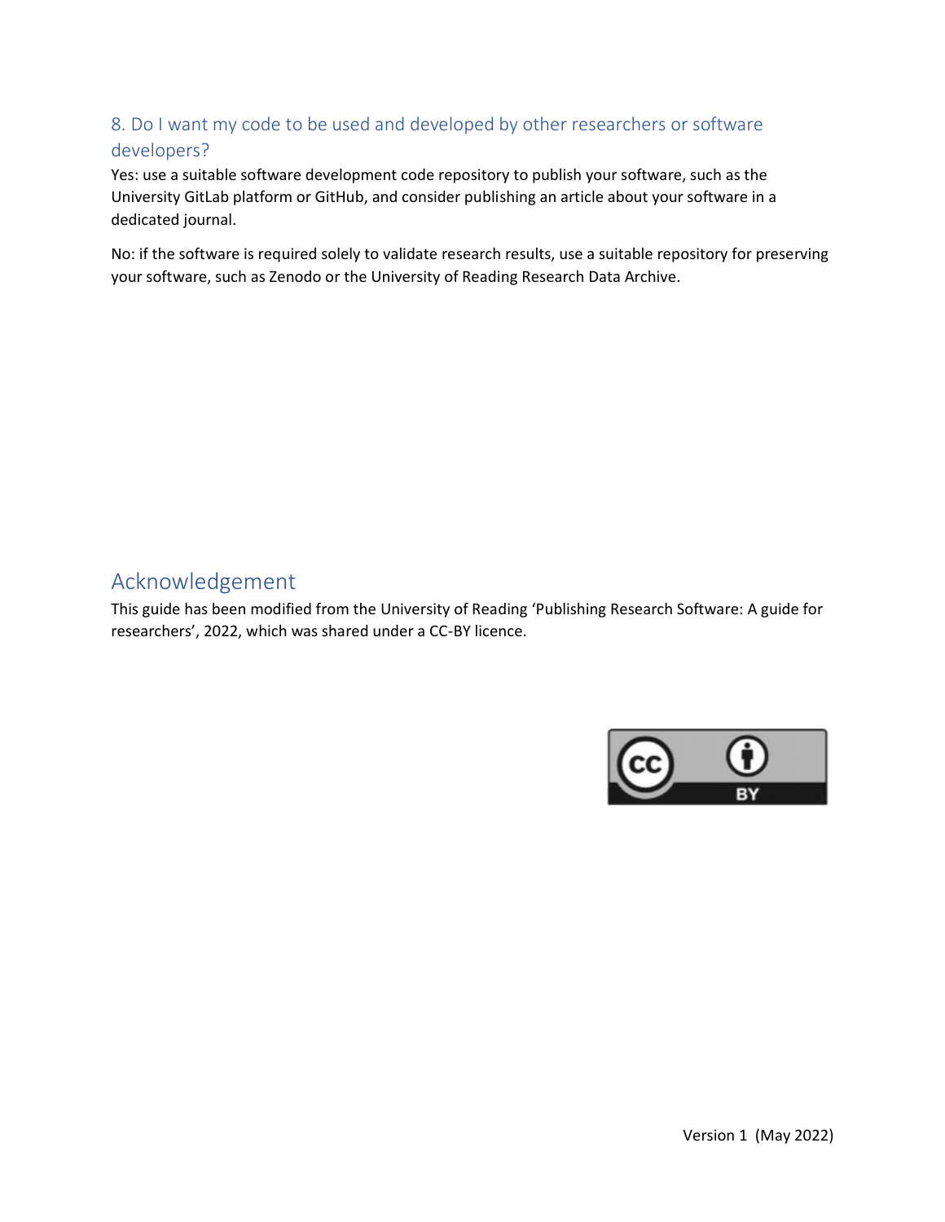### 8. Do I want my code to be used and developed by other researchers or software developers?

Yes: use a suitable software development code repository to publish your software, such as the University GitLab platform or GitHub, and consider publishing an article about your software in a dedicated journal.

No: if the software is required solely to validate research results, use a suitable repository for preserving your software, such as Zenodo or the University of Reading Research Data Archive.

## Acknowledgement

This guide has been modified from the University of Reading 'Publishing Research Software: A guide for researchers', 2022, which was shared under a CC-BY licence.

Version 1 (May 2022)